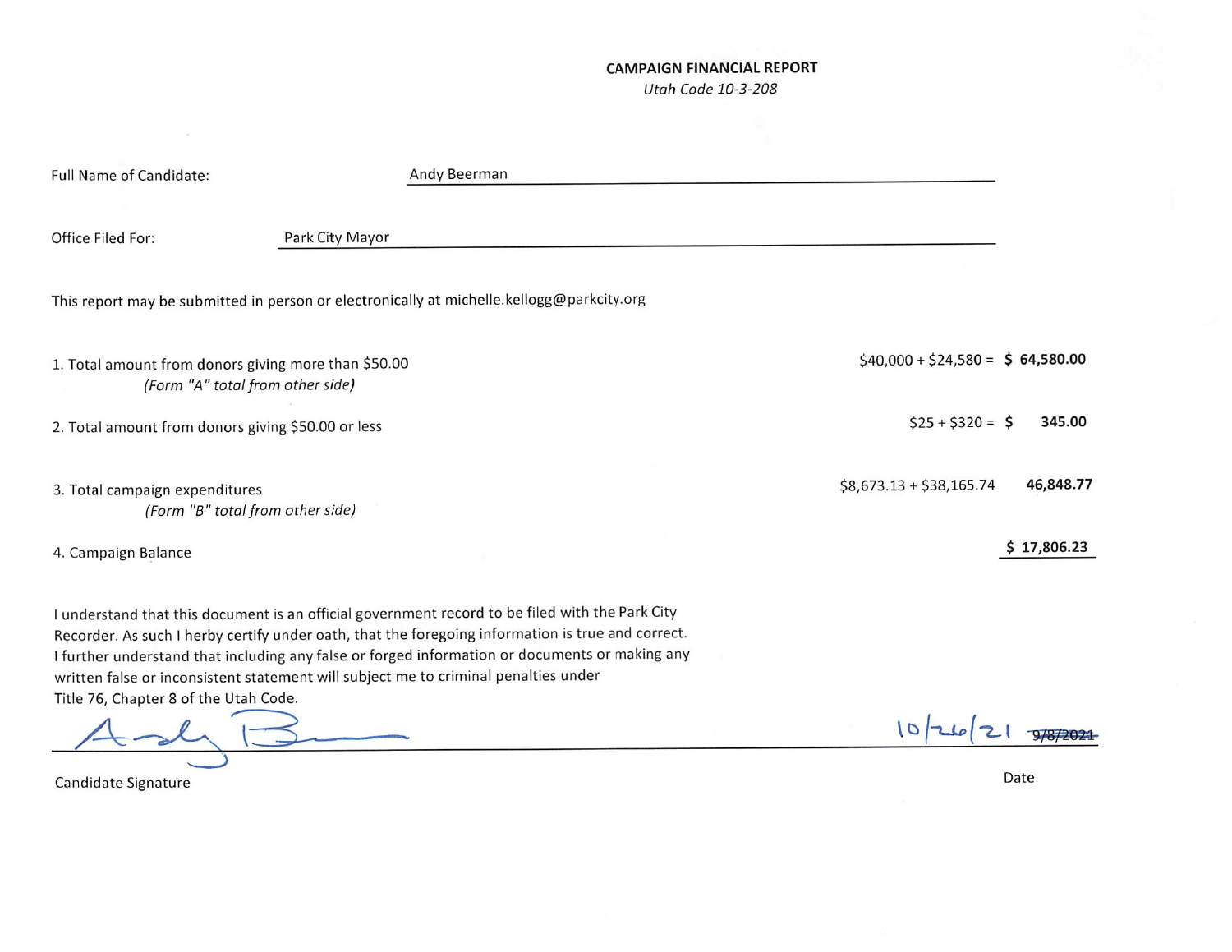**CAMPAIGN FINANCIAL REPORT**

*Utah Code 10-3-208*

Full Name of Candidate: Andy Beerman

Office Filed For: Park City Mayor

This report may be submitted in person or electronically at michelle.kellogg@parkcity.org

| | | |
|---|---|---|
| 1. Total amount from donors giving more than $50.00 *(Form "A" total from other side)* | $40,000 + $24,580 = | **$ 64,580.00** |
| 2. Total amount from donors giving $50.00 or less | $25 + $320 = | **$ 345.00** |
| 3. Total campaign expenditures *(Form "B" total from other side)* | $8,673.13 + $38,165.74 | **46,848.77** |
| 4. Campaign Balance | | **$ 17,806.23** |

I understand that this document is an official government record to be filed with the Park City Recorder. As such I herby certify under oath, that the foregoing information is true and correct. I further understand that including any false or forged information or documents or making any written false or inconsistent statement will subject me to criminal penalties under Title 76, Chapter 8 of the Utah Code.

Andy B[signature]

Candidate Signature

10/26/21 ~~9/8/2021~~

Date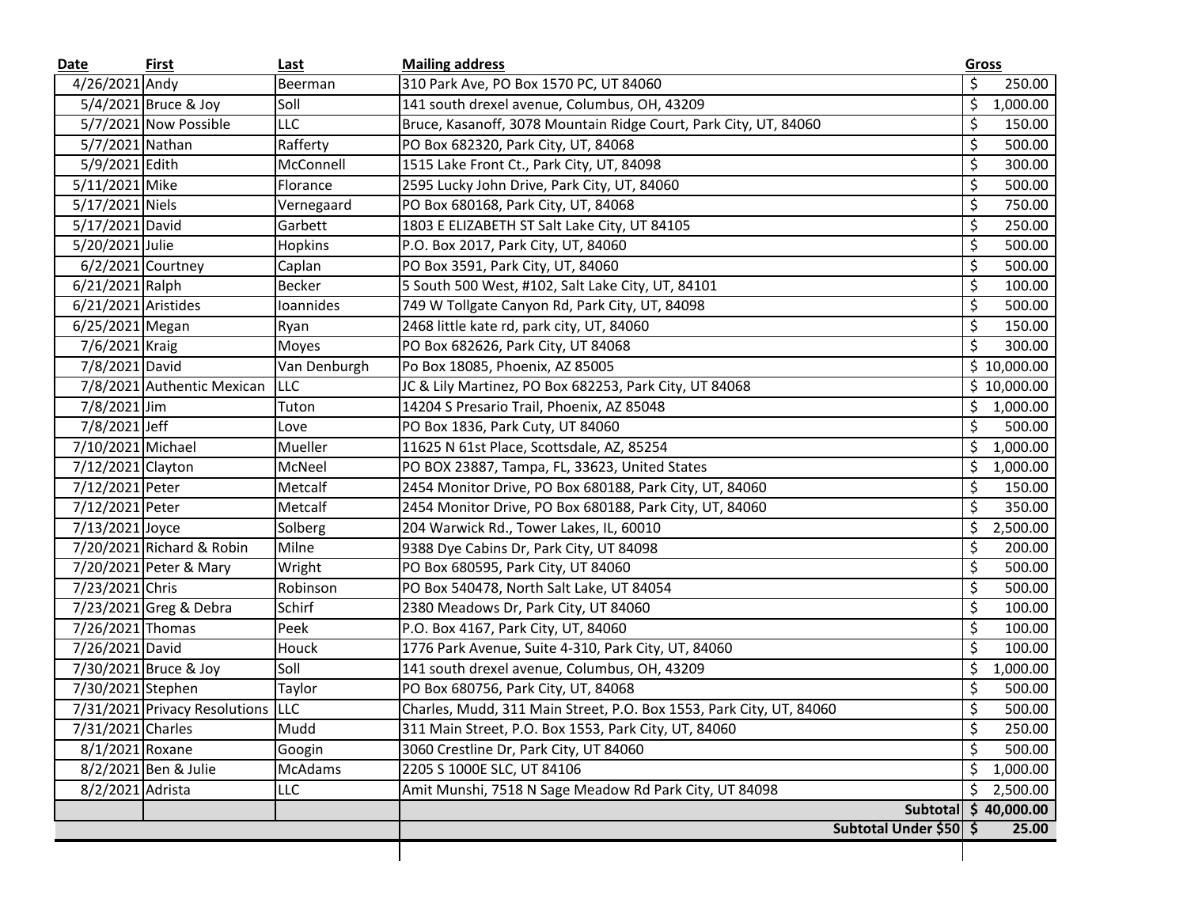| Date | First | Last | Mailing address | Gross |
|---|---|---|---|---|
| 4/26/2021 | Andy | Beerman | 310 Park Ave, PO Box 1570 PC, UT 84060 | $ 250.00 |
| 5/4/2021 | Bruce & Joy | Soll | 141 south drexel avenue, Columbus, OH, 43209 | $ 1,000.00 |
| 5/7/2021 | Now Possible | LLC | Bruce, Kasanoff, 3078 Mountain Ridge Court, Park City, UT, 84060 | $ 150.00 |
| 5/7/2021 | Nathan | Rafferty | PO Box 682320, Park City, UT, 84068 | $ 500.00 |
| 5/9/2021 | Edith | McConnell | 1515 Lake Front Ct., Park City, UT, 84098 | $ 300.00 |
| 5/11/2021 | Mike | Florance | 2595 Lucky John Drive, Park City, UT, 84060 | $ 500.00 |
| 5/17/2021 | Niels | Vernegaard | PO Box 680168, Park City, UT, 84068 | $ 750.00 |
| 5/17/2021 | David | Garbett | 1803 E ELIZABETH ST Salt Lake City, UT 84105 | $ 250.00 |
| 5/20/2021 | Julie | Hopkins | P.O. Box 2017, Park City, UT, 84060 | $ 500.00 |
| 6/2/2021 | Courtney | Caplan | PO Box 3591, Park City, UT, 84060 | $ 500.00 |
| 6/21/2021 | Ralph | Becker | 5 South 500 West, #102, Salt Lake City, UT, 84101 | $ 100.00 |
| 6/21/2021 | Aristides | Ioannides | 749 W Tollgate Canyon Rd, Park City, UT, 84098 | $ 500.00 |
| 6/25/2021 | Megan | Ryan | 2468 little kate rd, park city, UT, 84060 | $ 150.00 |
| 7/6/2021 | Kraig | Moyes | PO Box 682626, Park City, UT 84068 | $ 300.00 |
| 7/8/2021 | David | Van Denburgh | Po Box 18085, Phoenix, AZ 85005 | $ 10,000.00 |
| 7/8/2021 | Authentic Mexican | LLC | JC & Lily Martinez, PO Box 682253, Park City, UT 84068 | $ 10,000.00 |
| 7/8/2021 | Jim | Tuton | 14204 S Presario Trail, Phoenix, AZ 85048 | $ 1,000.00 |
| 7/8/2021 | Jeff | Love | PO Box 1836, Park Cuty, UT 84060 | $ 500.00 |
| 7/10/2021 | Michael | Mueller | 11625 N 61st Place, Scottsdale, AZ, 85254 | $ 1,000.00 |
| 7/12/2021 | Clayton | McNeel | PO BOX 23887, Tampa, FL, 33623, United States | $ 1,000.00 |
| 7/12/2021 | Peter | Metcalf | 2454 Monitor Drive, PO Box 680188, Park City, UT, 84060 | $ 150.00 |
| 7/12/2021 | Peter | Metcalf | 2454 Monitor Drive, PO Box 680188, Park City, UT, 84060 | $ 350.00 |
| 7/13/2021 | Joyce | Solberg | 204 Warwick Rd., Tower Lakes, IL, 60010 | $ 2,500.00 |
| 7/20/2021 | Richard & Robin | Milne | 9388 Dye Cabins Dr, Park City, UT 84098 | $ 200.00 |
| 7/20/2021 | Peter & Mary | Wright | PO Box 680595, Park City, UT 84060 | $ 500.00 |
| 7/23/2021 | Chris | Robinson | PO Box 540478, North Salt Lake, UT 84054 | $ 500.00 |
| 7/23/2021 | Greg & Debra | Schirf | 2380 Meadows Dr, Park City, UT 84060 | $ 100.00 |
| 7/26/2021 | Thomas | Peek | P.O. Box 4167, Park City, UT, 84060 | $ 100.00 |
| 7/26/2021 | David | Houck | 1776 Park Avenue, Suite 4-310, Park City, UT, 84060 | $ 100.00 |
| 7/30/2021 | Bruce & Joy | Soll | 141 south drexel avenue, Columbus, OH, 43209 | $ 1,000.00 |
| 7/30/2021 | Stephen | Taylor | PO Box 680756, Park City, UT, 84068 | $ 500.00 |
| 7/31/2021 | Privacy Resolutions | LLC | Charles, Mudd, 311 Main Street, P.O. Box 1553, Park City, UT, 84060 | $ 500.00 |
| 7/31/2021 | Charles | Mudd | 311 Main Street, P.O. Box 1553, Park City, UT, 84060 | $ 250.00 |
| 8/1/2021 | Roxane | Googin | 3060 Crestline Dr, Park City, UT 84060 | $ 500.00 |
| 8/2/2021 | Ben & Julie | McAdams | 2205 S 1000E SLC, UT 84106 | $ 1,000.00 |
| 8/2/2021 | Adrista | LLC | Amit Munshi, 7518 N Sage Meadow Rd Park City, UT 84098 | $ 2,500.00 |
| | | | **Subtotal** | **$ 40,000.00** |
| | | | **Subtotal Under $50** | **$ 25.00** |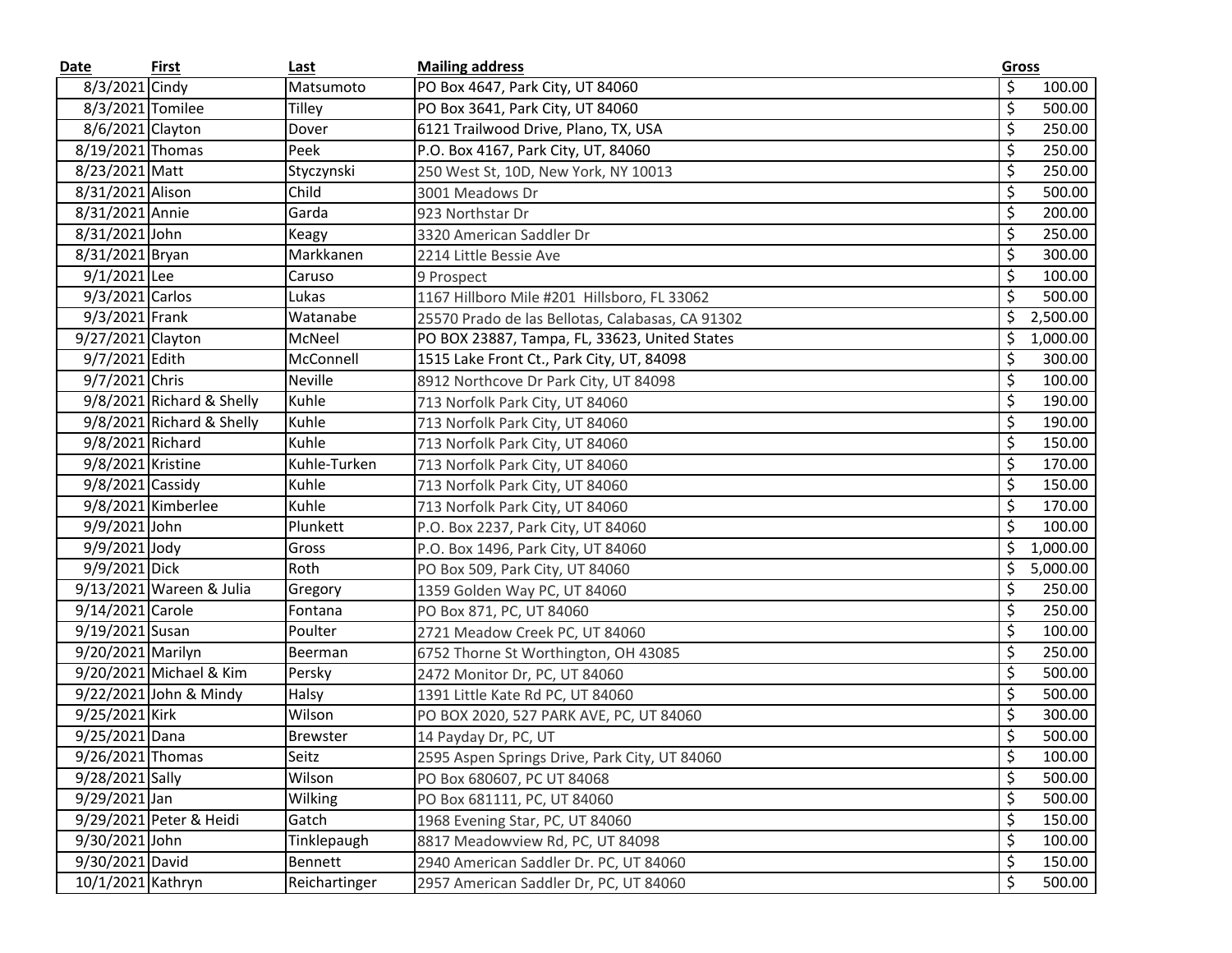| Date | First | Last | Mailing address | Gross |
|---|---|---|---|---|
| 8/3/2021 | Cindy | Matsumoto | PO Box 4647, Park City, UT 84060 | $ 100.00 |
| 8/3/2021 | Tomilee | Tilley | PO Box 3641, Park City, UT 84060 | $ 500.00 |
| 8/6/2021 | Clayton | Dover | 6121 Trailwood Drive, Plano, TX, USA | $ 250.00 |
| 8/19/2021 | Thomas | Peek | P.O. Box 4167, Park City, UT, 84060 | $ 250.00 |
| 8/23/2021 | Matt | Styczynski | 250 West St, 10D, New York, NY 10013 | $ 250.00 |
| 8/31/2021 | Alison | Child | 3001 Meadows Dr | $ 500.00 |
| 8/31/2021 | Annie | Garda | 923 Northstar Dr | $ 200.00 |
| 8/31/2021 | John | Keagy | 3320 American Saddler Dr | $ 250.00 |
| 8/31/2021 | Bryan | Markkanen | 2214 Little Bessie Ave | $ 300.00 |
| 9/1/2021 | Lee | Caruso | 9 Prospect | $ 100.00 |
| 9/3/2021 | Carlos | Lukas | 1167 Hillboro Mile #201 Hillsboro, FL 33062 | $ 500.00 |
| 9/3/2021 | Frank | Watanabe | 25570 Prado de las Bellotas, Calabasas, CA 91302 | $ 2,500.00 |
| 9/27/2021 | Clayton | McNeel | PO BOX 23887, Tampa, FL, 33623, United States | $ 1,000.00 |
| 9/7/2021 | Edith | McConnell | 1515 Lake Front Ct., Park City, UT, 84098 | $ 300.00 |
| 9/7/2021 | Chris | Neville | 8912 Northcove Dr Park City, UT 84098 | $ 100.00 |
| 9/8/2021 | Richard & Shelly | Kuhle | 713 Norfolk Park City, UT 84060 | $ 190.00 |
| 9/8/2021 | Richard & Shelly | Kuhle | 713 Norfolk Park City, UT 84060 | $ 190.00 |
| 9/8/2021 | Richard | Kuhle | 713 Norfolk Park City, UT 84060 | $ 150.00 |
| 9/8/2021 | Kristine | Kuhle-Turken | 713 Norfolk Park City, UT 84060 | $ 170.00 |
| 9/8/2021 | Cassidy | Kuhle | 713 Norfolk Park City, UT 84060 | $ 150.00 |
| 9/8/2021 | Kimberlee | Kuhle | 713 Norfolk Park City, UT 84060 | $ 170.00 |
| 9/9/2021 | John | Plunkett | P.O. Box 2237, Park City, UT 84060 | $ 100.00 |
| 9/9/2021 | Jody | Gross | P.O. Box 1496, Park City, UT 84060 | $ 1,000.00 |
| 9/9/2021 | Dick | Roth | PO Box 509, Park City, UT 84060 | $ 5,000.00 |
| 9/13/2021 | Wareen & Julia | Gregory | 1359 Golden Way PC, UT 84060 | $ 250.00 |
| 9/14/2021 | Carole | Fontana | PO Box 871, PC, UT 84060 | $ 250.00 |
| 9/19/2021 | Susan | Poulter | 2721 Meadow Creek PC, UT 84060 | $ 100.00 |
| 9/20/2021 | Marilyn | Beerman | 6752 Thorne St Worthington, OH 43085 | $ 250.00 |
| 9/20/2021 | Michael & Kim | Persky | 2472 Monitor Dr, PC, UT 84060 | $ 500.00 |
| 9/22/2021 | John & Mindy | Halsy | 1391 Little Kate Rd PC, UT 84060 | $ 500.00 |
| 9/25/2021 | Kirk | Wilson | PO BOX 2020, 527 PARK AVE, PC, UT 84060 | $ 300.00 |
| 9/25/2021 | Dana | Brewster | 14 Payday Dr, PC, UT | $ 500.00 |
| 9/26/2021 | Thomas | Seitz | 2595 Aspen Springs Drive, Park City, UT 84060 | $ 100.00 |
| 9/28/2021 | Sally | Wilson | PO Box 680607, PC UT 84068 | $ 500.00 |
| 9/29/2021 | Jan | Wilking | PO Box 681111, PC, UT 84060 | $ 500.00 |
| 9/29/2021 | Peter & Heidi | Gatch | 1968 Evening Star, PC, UT 84060 | $ 150.00 |
| 9/30/2021 | John | Tinklepaugh | 8817 Meadowview Rd, PC, UT 84098 | $ 100.00 |
| 9/30/2021 | David | Bennett | 2940 American Saddler Dr. PC, UT 84060 | $ 150.00 |
| 10/1/2021 | Kathryn | Reichartinger | 2957 American Saddler Dr, PC, UT 84060 | $ 500.00 |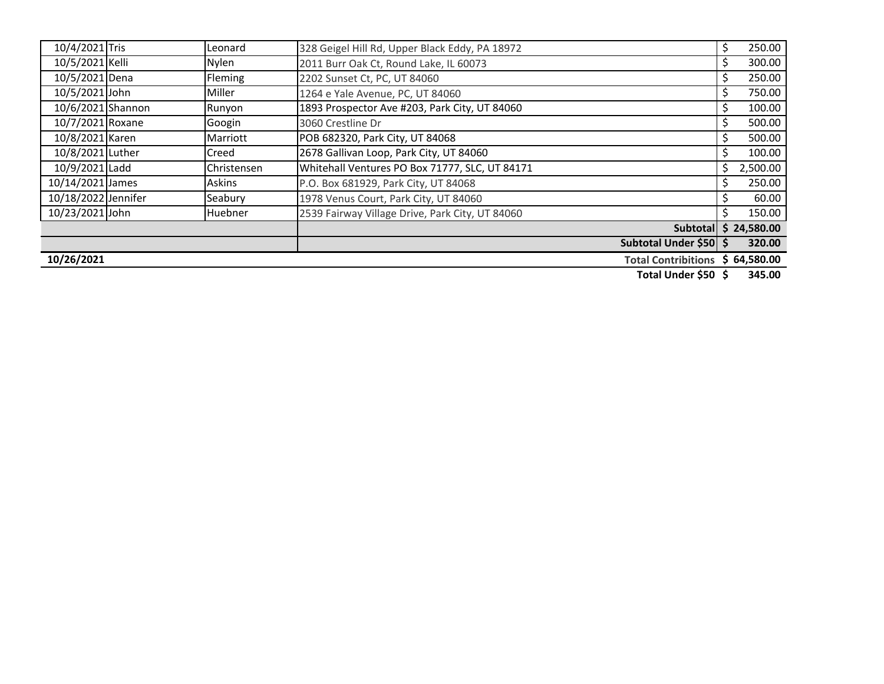| | | | | |
|---|---|---|---|---|
| 10/4/2021 | Tris | Leonard | 328 Geigel Hill Rd, Upper Black Eddy, PA 18972 | $ 250.00 |
| 10/5/2021 | Kelli | Nylen | 2011 Burr Oak Ct, Round Lake, IL 60073 | $ 300.00 |
| 10/5/2021 | Dena | Fleming | 2202 Sunset Ct, PC, UT 84060 | $ 250.00 |
| 10/5/2021 | John | Miller | 1264 e Yale Avenue, PC, UT 84060 | $ 750.00 |
| 10/6/2021 | Shannon | Runyon | 1893 Prospector Ave #203, Park City, UT 84060 | $ 100.00 |
| 10/7/2021 | Roxane | Googin | 3060 Crestline Dr | $ 500.00 |
| 10/8/2021 | Karen | Marriott | POB 682320, Park City, UT 84068 | $ 500.00 |
| 10/8/2021 | Luther | Creed | 2678 Gallivan Loop, Park City, UT 84060 | $ 100.00 |
| 10/9/2021 | Ladd | Christensen | Whitehall Ventures PO Box 71777, SLC, UT 84171 | $ 2,500.00 |
| 10/14/2021 | James | Askins | P.O. Box 681929, Park City, UT 84068 | $ 250.00 |
| 10/18/2022 | Jennifer | Seabury | 1978 Venus Court, Park City, UT 84060 | $ 60.00 |
| 10/23/2021 | John | Huebner | 2539 Fairway Village Drive, Park City, UT 84060 | $ 150.00 |
| | | | **Subtotal** | **$ 24,580.00** |
| | | | **Subtotal Under $50** | **$ 320.00** |
| **10/26/2021** | | | **Total Contribitions** | **$ 64,580.00** |
| | | | **Total Under $50** | **$ 345.00** |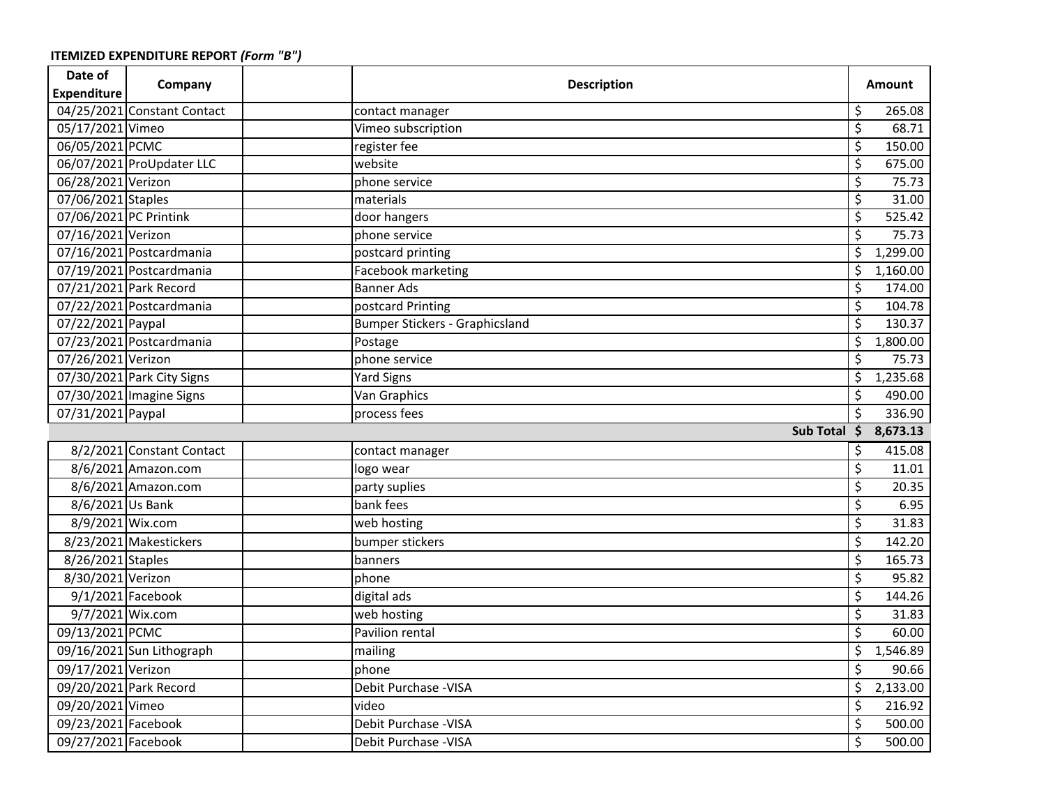**ITEMIZED EXPENDITURE REPORT *(Form "B")***

| Date of Expenditure | Company | | Description | Amount |
|---|---|---|---|---|
| 04/25/2021 | Constant Contact | | contact manager | $ 265.08 |
| 05/17/2021 | Vimeo | | Vimeo subscription | $ 68.71 |
| 06/05/2021 | PCMC | | register fee | $ 150.00 |
| 06/07/2021 | ProUpdater LLC | | website | $ 675.00 |
| 06/28/2021 | Verizon | | phone service | $ 75.73 |
| 07/06/2021 | Staples | | materials | $ 31.00 |
| 07/06/2021 | PC Printink | | door hangers | $ 525.42 |
| 07/16/2021 | Verizon | | phone service | $ 75.73 |
| 07/16/2021 | Postcardmania | | postcard printing | $ 1,299.00 |
| 07/19/2021 | Postcardmania | | Facebook marketing | $ 1,160.00 |
| 07/21/2021 | Park Record | | Banner Ads | $ 174.00 |
| 07/22/2021 | Postcardmania | | postcard Printing | $ 104.78 |
| 07/22/2021 | Paypal | | Bumper Stickers - Graphicsland | $ 130.37 |
| 07/23/2021 | Postcardmania | | Postage | $ 1,800.00 |
| 07/26/2021 | Verizon | | phone service | $ 75.73 |
| 07/30/2021 | Park City Signs | | Yard Signs | $ 1,235.68 |
| 07/30/2021 | Imagine Signs | | Van Graphics | $ 490.00 |
| 07/31/2021 | Paypal | | process fees | $ 336.90 |
| | | | **Sub Total** | **$ 8,673.13** |
| 8/2/2021 | Constant Contact | | contact manager | $ 415.08 |
| 8/6/2021 | Amazon.com | | logo wear | $ 11.01 |
| 8/6/2021 | Amazon.com | | party suplies | $ 20.35 |
| 8/6/2021 | Us Bank | | bank fees | $ 6.95 |
| 8/9/2021 | Wix.com | | web hosting | $ 31.83 |
| 8/23/2021 | Makestickers | | bumper stickers | $ 142.20 |
| 8/26/2021 | Staples | | banners | $ 165.73 |
| 8/30/2021 | Verizon | | phone | $ 95.82 |
| 9/1/2021 | Facebook | | digital ads | $ 144.26 |
| 9/7/2021 | Wix.com | | web hosting | $ 31.83 |
| 09/13/2021 | PCMC | | Pavilion rental | $ 60.00 |
| 09/16/2021 | Sun Lithograph | | mailing | $ 1,546.89 |
| 09/17/2021 | Verizon | | phone | $ 90.66 |
| 09/20/2021 | Park Record | | Debit Purchase -VISA | $ 2,133.00 |
| 09/20/2021 | Vimeo | | video | $ 216.92 |
| 09/23/2021 | Facebook | | Debit Purchase -VISA | $ 500.00 |
| 09/27/2021 | Facebook | | Debit Purchase -VISA | $ 500.00 |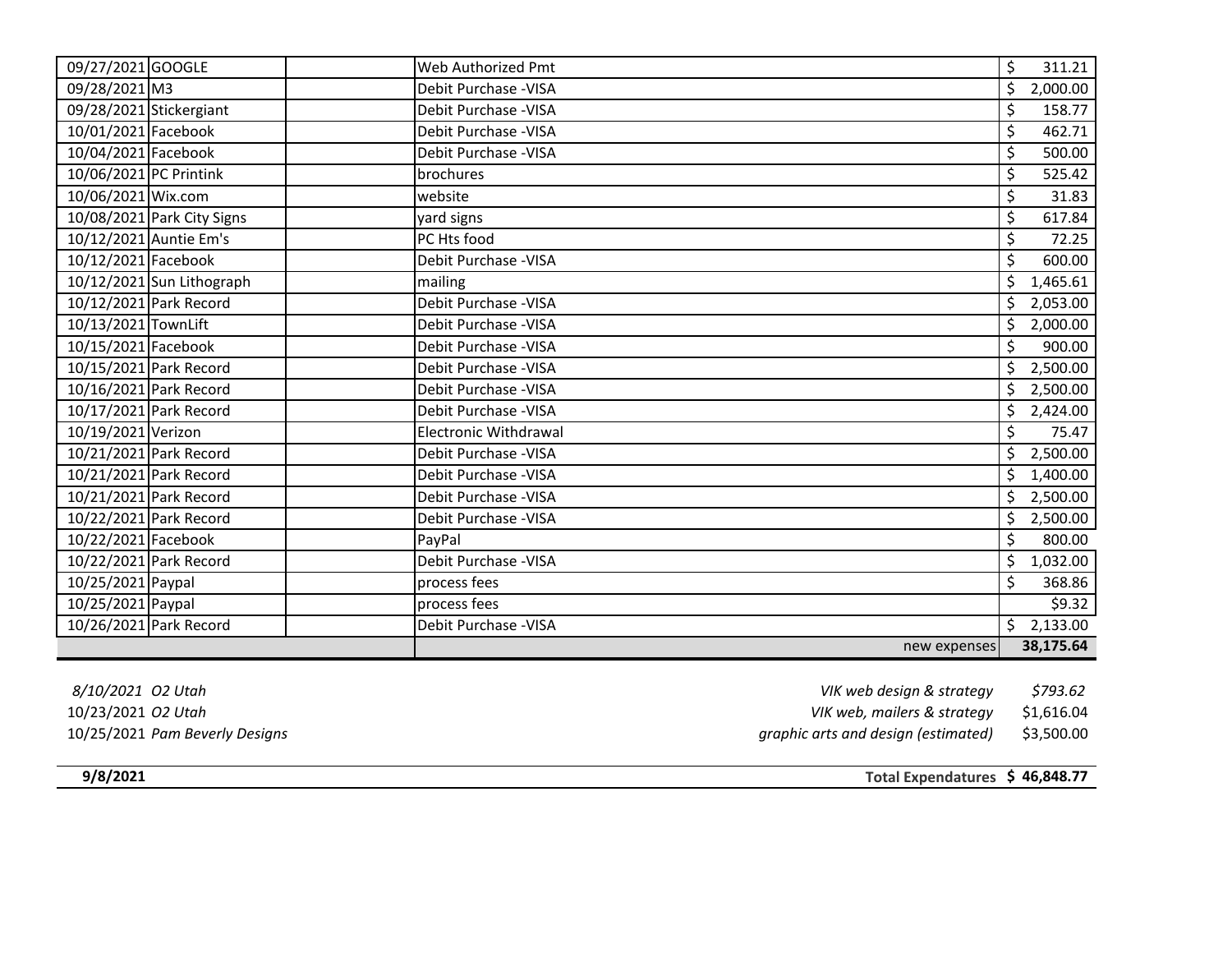| | | | | |
|---|---|---|---|---|
| 09/27/2021 | GOOGLE | | Web Authorized Pmt | $ 311.21 |
| 09/28/2021 | M3 | | Debit Purchase -VISA | $ 2,000.00 |
| 09/28/2021 | Stickergiant | | Debit Purchase -VISA | $ 158.77 |
| 10/01/2021 | Facebook | | Debit Purchase -VISA | $ 462.71 |
| 10/04/2021 | Facebook | | Debit Purchase -VISA | $ 500.00 |
| 10/06/2021 | PC Printink | | brochures | $ 525.42 |
| 10/06/2021 | Wix.com | | website | $ 31.83 |
| 10/08/2021 | Park City Signs | | yard signs | $ 617.84 |
| 10/12/2021 | Auntie Em's | | PC Hts food | $ 72.25 |
| 10/12/2021 | Facebook | | Debit Purchase -VISA | $ 600.00 |
| 10/12/2021 | Sun Lithograph | | mailing | $ 1,465.61 |
| 10/12/2021 | Park Record | | Debit Purchase -VISA | $ 2,053.00 |
| 10/13/2021 | TownLift | | Debit Purchase -VISA | $ 2,000.00 |
| 10/15/2021 | Facebook | | Debit Purchase -VISA | $ 900.00 |
| 10/15/2021 | Park Record | | Debit Purchase -VISA | $ 2,500.00 |
| 10/16/2021 | Park Record | | Debit Purchase -VISA | $ 2,500.00 |
| 10/17/2021 | Park Record | | Debit Purchase -VISA | $ 2,424.00 |
| 10/19/2021 | Verizon | | Electronic Withdrawal | $ 75.47 |
| 10/21/2021 | Park Record | | Debit Purchase -VISA | $ 2,500.00 |
| 10/21/2021 | Park Record | | Debit Purchase -VISA | $ 1,400.00 |
| 10/21/2021 | Park Record | | Debit Purchase -VISA | $ 2,500.00 |
| 10/22/2021 | Park Record | | Debit Purchase -VISA | $ 2,500.00 |
| 10/22/2021 | Facebook | | PayPal | $ 800.00 |
| 10/22/2021 | Park Record | | Debit Purchase -VISA | $ 1,032.00 |
| 10/25/2021 | Paypal | | process fees | $ 368.86 |
| 10/25/2021 | Paypal | | process fees | $9.32 |
| 10/26/2021 | Park Record | | Debit Purchase -VISA | $ 2,133.00 |
| | | | new expenses | **38,175.64** |

| | | | |
|---|---|---|---|
| *8/10/2021* | *O2 Utah* | *VIK web design & strategy* | *$793.62* |
| 10/23/2021 | *O2 Utah* | *VIK web, mailers & strategy* | $1,616.04 |
| 10/25/2021 | *Pam Beverly Designs* | *graphic arts and design (estimated)* | $3,500.00 |

| | |
|---|---|
| **9/8/2021** | **Total Expendatures $ 46,848.77** |